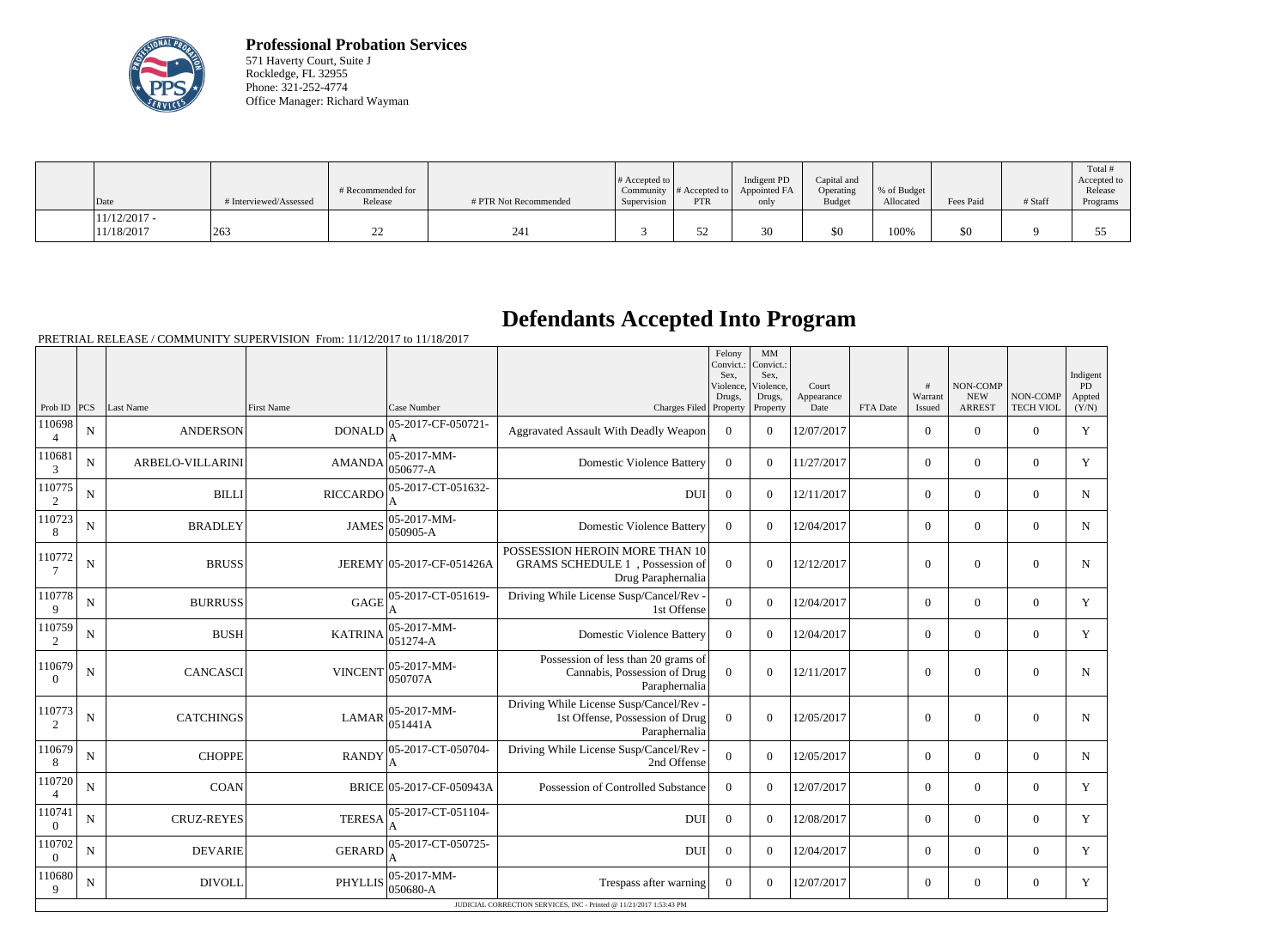**Professional Probation Services**
571 Haverty Court, Suite J
Rockledge, FL 32955
Phone: 321-252-4774
Office Manager: Richard Wayman

| Date | # Interviewed/Assessed | # Recommended for Release | # PTR Not Recommended | # Accepted to Community Supervision | # Accepted to PTR | Indigent PD Appointed FA only | Capital and Operating Budget | % of Budget Allocated | Fees Paid | # Staff | Total # Accepted to Release Programs |
|---|---|---|---|---|---|---|---|---|---|---|---|
| 11/12/2017 - 11/18/2017 | 263 | 22 | 241 | 3 | 52 | 30 | $0 | 100% | $0 | 9 | 55 |

# Defendants Accepted Into Program

PRETRIAL RELEASE / COMMUNITY SUPERVISION From: 11/12/2017 to 11/18/2017

| Prob ID | PCS | Last Name | First Name | Case Number | Charges Filed | Felony Convict.: Sex, Violence, Drugs, Property | MM Convict.: Sex, Violence, Drugs, Property | Court Appearance Date | FTA Date | # Warrant Issued | NON-COMP NEW ARREST | NON-COMP TECH VIOL | Indigent PD Appted (Y/N) |
|---|---|---|---|---|---|---|---|---|---|---|---|---|---|
| 1106984 | N | ANDERSON | DONALD | 05-2017-CF-050721-A | Aggravated Assault With Deadly Weapon | 0 | 0 | 12/07/2017 | | 0 | 0 | 0 | Y |
| 1106813 | N | ARBELO-VILLARINI | AMANDA | 05-2017-MM-050677-A | Domestic Violence Battery | 0 | 0 | 11/27/2017 | | 0 | 0 | 0 | Y |
| 1107752 | N | BILLI | RICCARDO | 05-2017-CT-051632-A | DUI | 0 | 0 | 12/11/2017 | | 0 | 0 | 0 | N |
| 1107238 | N | BRADLEY | JAMES | 05-2017-MM-050905-A | Domestic Violence Battery | 0 | 0 | 12/04/2017 | | 0 | 0 | 0 | N |
| 1107727 | N | BRUSS | JEREMY | 05-2017-CF-051426A | POSSESSION HEROIN MORE THAN 10 GRAMS SCHEDULE 1 , Possession of Drug Paraphernalia | 0 | 0 | 12/12/2017 | | 0 | 0 | 0 | N |
| 1107789 | N | BURRUSS | GAGE | 05-2017-CT-051619-A | Driving While License Susp/Cancel/Rev - 1st Offense | 0 | 0 | 12/04/2017 | | 0 | 0 | 0 | Y |
| 1107592 | N | BUSH | KATRINA | 05-2017-MM-051274-A | Domestic Violence Battery | 0 | 0 | 12/04/2017 | | 0 | 0 | 0 | Y |
| 1106790 | N | CANCASCI | VINCENT | 05-2017-MM-050707A | Possession of less than 20 grams of Cannabis, Possession of Drug Paraphernalia | 0 | 0 | 12/11/2017 | | 0 | 0 | 0 | N |
| 1107732 | N | CATCHINGS | LAMAR | 05-2017-MM-051441A | Driving While License Susp/Cancel/Rev - 1st Offense, Possession of Drug Paraphernalia | 0 | 0 | 12/05/2017 | | 0 | 0 | 0 | N |
| 1106798 | N | CHOPPE | RANDY | 05-2017-CT-050704-A | Driving While License Susp/Cancel/Rev - 2nd Offense | 0 | 0 | 12/05/2017 | | 0 | 0 | 0 | N |
| 1107204 | N | COAN | BRICE | 05-2017-CF-050943A | Possession of Controlled Substance | 0 | 0 | 12/07/2017 | | 0 | 0 | 0 | Y |
| 1107410 | N | CRUZ-REYES | TERESA | 05-2017-CT-051104-A | DUI | 0 | 0 | 12/08/2017 | | 0 | 0 | 0 | Y |
| 1107020 | N | DEVARIE | GERARD | 05-2017-CT-050725-A | DUI | 0 | 0 | 12/04/2017 | | 0 | 0 | 0 | Y |
| 1106809 | N | DIVOLL | PHYLLIS | 05-2017-MM-050680-A | Trespass after warning | 0 | 0 | 12/07/2017 | | 0 | 0 | 0 | Y |

JUDICIAL CORRECTION SERVICES, INC - Printed @ 11/21/2017 1:53:43 PM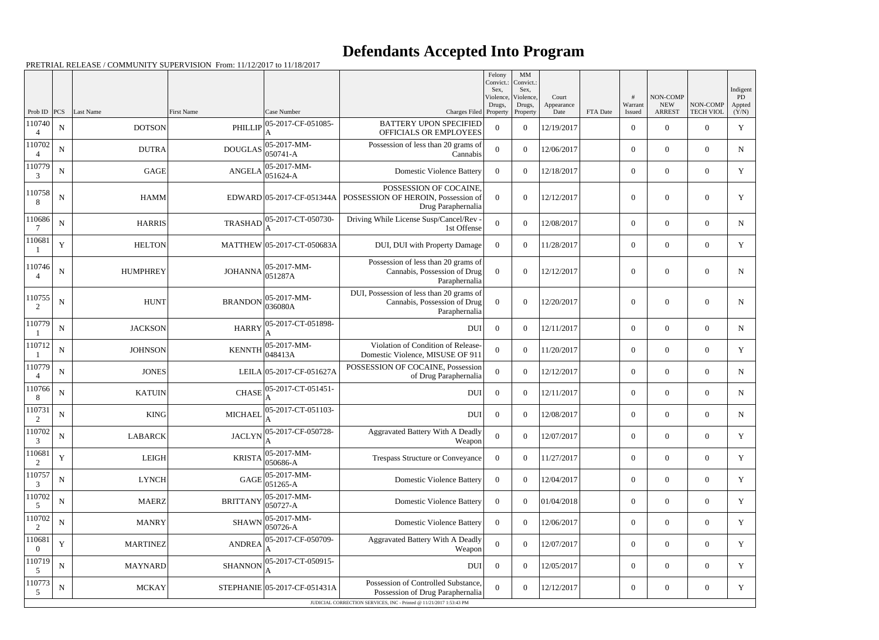# Defendants Accepted Into Program

PRETRIAL RELEASE / COMMUNITY SUPERVISION From: 11/12/2017 to 11/18/2017

| Prob ID | PCS | Last Name | First Name | Case Number | Charges Filed | Felony Convict.: Sex, Violence, Drugs, Property | MM Convict.: Sex, Violence, Drugs, Property | Court Appearance Date | FTA Date | # Warrant Issued | NON-COMP NEW ARREST | NON-COMP TECH VIOL | Indigent PD Appted (Y/N) |
|---|---|---|---|---|---|---|---|---|---|---|---|---|---|
| 1107404 | N | DOTSON | PHILLIP | 05-2017-CF-051085-A | BATTERY UPON SPECIFIED OFFICIALS OR EMPLOYEES | 0 | 0 | 12/19/2017 | | 0 | 0 | 0 | Y |
| 1107024 | N | DUTRA | DOUGLAS | 05-2017-MM-050741-A | Possession of less than 20 grams of Cannabis | 0 | 0 | 12/06/2017 | | 0 | 0 | 0 | N |
| 1107793 | N | GAGE | ANGELA | 05-2017-MM-051624-A | Domestic Violence Battery | 0 | 0 | 12/18/2017 | | 0 | 0 | 0 | Y |
| 1107588 | N | HAMM | EDWARD | 05-2017-CF-051344A | POSSESSION OF COCAINE, POSSESSION OF HEROIN, Possession of Drug Paraphernalia | 0 | 0 | 12/12/2017 | | 0 | 0 | 0 | Y |
| 1106867 | N | HARRIS | TRASHAD | 05-2017-CT-050730-A | Driving While License Susp/Cancel/Rev - 1st Offense | 0 | 0 | 12/08/2017 | | 0 | 0 | 0 | N |
| 1106811 | Y | HELTON | MATTHEW | 05-2017-CT-050683A | DUI, DUI with Property Damage | 0 | 0 | 11/28/2017 | | 0 | 0 | 0 | Y |
| 1107464 | N | HUMPHREY | JOHANNA | 05-2017-MM-051287A | Possession of less than 20 grams of Cannabis, Possession of Drug Paraphernalia | 0 | 0 | 12/12/2017 | | 0 | 0 | 0 | N |
| 1107552 | N | HUNT | BRANDON | 05-2017-MM-036080A | DUI, Possession of less than 20 grams of Cannabis, Possession of Drug Paraphernalia | 0 | 0 | 12/20/2017 | | 0 | 0 | 0 | N |
| 1107791 | N | JACKSON | HARRY | 05-2017-CT-051898-A | DUI | 0 | 0 | 12/11/2017 | | 0 | 0 | 0 | N |
| 1107121 | N | JOHNSON | KENNTH | 05-2017-MM-048413A | Violation of Condition of Release-Domestic Violence, MISUSE OF 911 | 0 | 0 | 11/20/2017 | | 0 | 0 | 0 | Y |
| 1107794 | N | JONES | LEILA | 05-2017-CF-051627A | POSSESSION OF COCAINE, Possession of Drug Paraphernalia | 0 | 0 | 12/12/2017 | | 0 | 0 | 0 | N |
| 1107668 | N | KATUIN | CHASE | 05-2017-CT-051451-A | DUI | 0 | 0 | 12/11/2017 | | 0 | 0 | 0 | N |
| 1107312 | N | KING | MICHAEL | 05-2017-CT-051103-A | DUI | 0 | 0 | 12/08/2017 | | 0 | 0 | 0 | N |
| 1107023 | N | LABARCK | JACLYN | 05-2017-CF-050728-A | Aggravated Battery With A Deadly Weapon | 0 | 0 | 12/07/2017 | | 0 | 0 | 0 | Y |
| 1106812 | Y | LEIGH | KRISTA | 05-2017-MM-050686-A | Trespass Structure or Conveyance | 0 | 0 | 11/27/2017 | | 0 | 0 | 0 | Y |
| 1107573 | N | LYNCH | GAGE | 05-2017-MM-051265-A | Domestic Violence Battery | 0 | 0 | 12/04/2017 | | 0 | 0 | 0 | Y |
| 1107025 | N | MAERZ | BRITTANY | 05-2017-MM-050727-A | Domestic Violence Battery | 0 | 0 | 01/04/2018 | | 0 | 0 | 0 | Y |
| 1107022 | N | MANRY | SHAWN | 05-2017-MM-050726-A | Domestic Violence Battery | 0 | 0 | 12/06/2017 | | 0 | 0 | 0 | Y |
| 1106810 | Y | MARTINEZ | ANDREA | 05-2017-CF-050709-A | Aggravated Battery With A Deadly Weapon | 0 | 0 | 12/07/2017 | | 0 | 0 | 0 | Y |
| 1107195 | N | MAYNARD | SHANNON | 05-2017-CT-050915-A | DUI | 0 | 0 | 12/05/2017 | | 0 | 0 | 0 | Y |
| 1107735 | N | MCKAY | STEPHANIE | 05-2017-CF-051431A | Possession of Controlled Substance, Possession of Drug Paraphernalia | 0 | 0 | 12/12/2017 | | 0 | 0 | 0 | Y |

JUDICIAL CORRECTION SERVICES, INC - Printed @ 11/21/2017 1:53:43 PM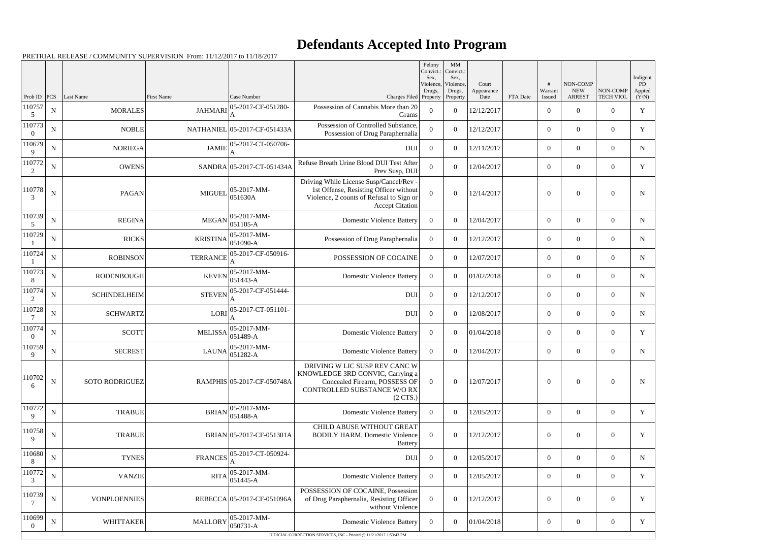# Defendants Accepted Into Program

PRETRIAL RELEASE / COMMUNITY SUPERVISION From: 11/12/2017 to 11/18/2017

| Prob ID | PCS | Last Name | First Name | Case Number | Charges Filed | Felony Convict.: Sex, Violence, Drugs, Property | MM Convict.: Sex, Violence, Drugs, Property | Court Appearance Date | FTA Date | # Warrant Issued | NON-COMP NEW ARREST | NON-COMP TECH VIOL | Indigent PD Appted (Y/N) |
|---|---|---|---|---|---|---|---|---|---|---|---|---|---|
| 1107575 | N | MORALES | JAHMARI | 05-2017-CF-051280-A | Possession of Cannabis More than 20 Grams | 0 | 0 | 12/12/2017 | | 0 | 0 | 0 | Y |
| 1107730 | N | NOBLE | NATHANIEL | 05-2017-CF-051433A | Possession of Controlled Substance, Possession of Drug Paraphernalia | 0 | 0 | 12/12/2017 | | 0 | 0 | 0 | Y |
| 1106799 | N | NORIEGA | JAMIE | 05-2017-CT-050706-A | DUI | 0 | 0 | 12/11/2017 | | 0 | 0 | 0 | N |
| 1107722 | N | OWENS | SANDRA | 05-2017-CT-051434A | Refuse Breath Urine Blood DUI Test After Prev Susp, DUI | 0 | 0 | 12/04/2017 | | 0 | 0 | 0 | Y |
| 1107783 | N | PAGAN | MIGUEL | 05-2017-MM-051630A | Driving While License Susp/Cancel/Rev - 1st Offense, Resisting Officer without Violence, 2 counts of Refusal to Sign or Accept Citation | 0 | 0 | 12/14/2017 | | 0 | 0 | 0 | N |
| 1107395 | N | REGINA | MEGAN | 05-2017-MM-051105-A | Domestic Violence Battery | 0 | 0 | 12/04/2017 | | 0 | 0 | 0 | N |
| 1107291 | N | RICKS | KRISTINA | 05-2017-MM-051090-A | Possession of Drug Paraphernalia | 0 | 0 | 12/12/2017 | | 0 | 0 | 0 | N |
| 1107241 | N | ROBINSON | TERRANCE | 05-2017-CF-050916-A | POSSESSION OF COCAINE | 0 | 0 | 12/07/2017 | | 0 | 0 | 0 | N |
| 1107738 | N | RODENBOUGH | KEVEN | 05-2017-MM-051443-A | Domestic Violence Battery | 0 | 0 | 01/02/2018 | | 0 | 0 | 0 | N |
| 1107742 | N | SCHINDELHEIM | STEVEN | 05-2017-CF-051444-A | DUI | 0 | 0 | 12/12/2017 | | 0 | 0 | 0 | N |
| 1107287 | N | SCHWARTZ | LORI | 05-2017-CT-051101-A | DUI | 0 | 0 | 12/08/2017 | | 0 | 0 | 0 | N |
| 1107740 | N | SCOTT | MELISSA | 05-2017-MM-051489-A | Domestic Violence Battery | 0 | 0 | 01/04/2018 | | 0 | 0 | 0 | Y |
| 1107599 | N | SECREST | LAUNA | 05-2017-MM-051282-A | Domestic Violence Battery | 0 | 0 | 12/04/2017 | | 0 | 0 | 0 | N |
| 1107026 | N | SOTO RODRIGUEZ | RAMPHIS | 05-2017-CF-050748A | DRIVING W LIC SUSP REV CANC W KNOWLEDGE 3RD CONVIC, Carrying a Concealed Firearm, POSSESS OF CONTROLLED SUBSTANCE W/O RX (2 CTS.) | 0 | 0 | 12/07/2017 | | 0 | 0 | 0 | N |
| 1107729 | N | TRABUE | BRIAN | 05-2017-MM-051488-A | Domestic Violence Battery | 0 | 0 | 12/05/2017 | | 0 | 0 | 0 | Y |
| 1107589 | N | TRABUE | BRIAN | 05-2017-CF-051301A | CHILD ABUSE WITHOUT GREAT BODILY HARM, Domestic Violence Battery | 0 | 0 | 12/12/2017 | | 0 | 0 | 0 | Y |
| 1106808 | N | TYNES | FRANCES | 05-2017-CT-050924-A | DUI | 0 | 0 | 12/05/2017 | | 0 | 0 | 0 | N |
| 1107723 | N | VANZIE | RITA | 05-2017-MM-051445-A | Domestic Violence Battery | 0 | 0 | 12/05/2017 | | 0 | 0 | 0 | Y |
| 1107397 | N | VONPLOENNIES | REBECCA | 05-2017-CF-051096A | POSSESSION OF COCAINE, Possession of Drug Paraphernalia, Resisting Officer without Violence | 0 | 0 | 12/12/2017 | | 0 | 0 | 0 | Y |
| 1106990 | N | WHITTAKER | MALLORY | 05-2017-MM-050731-A | Domestic Violence Battery | 0 | 0 | 01/04/2018 | | 0 | 0 | 0 | Y |

JUDICIAL CORRECTION SERVICES, INC - Printed @ 11/21/2017 1:53:43 PM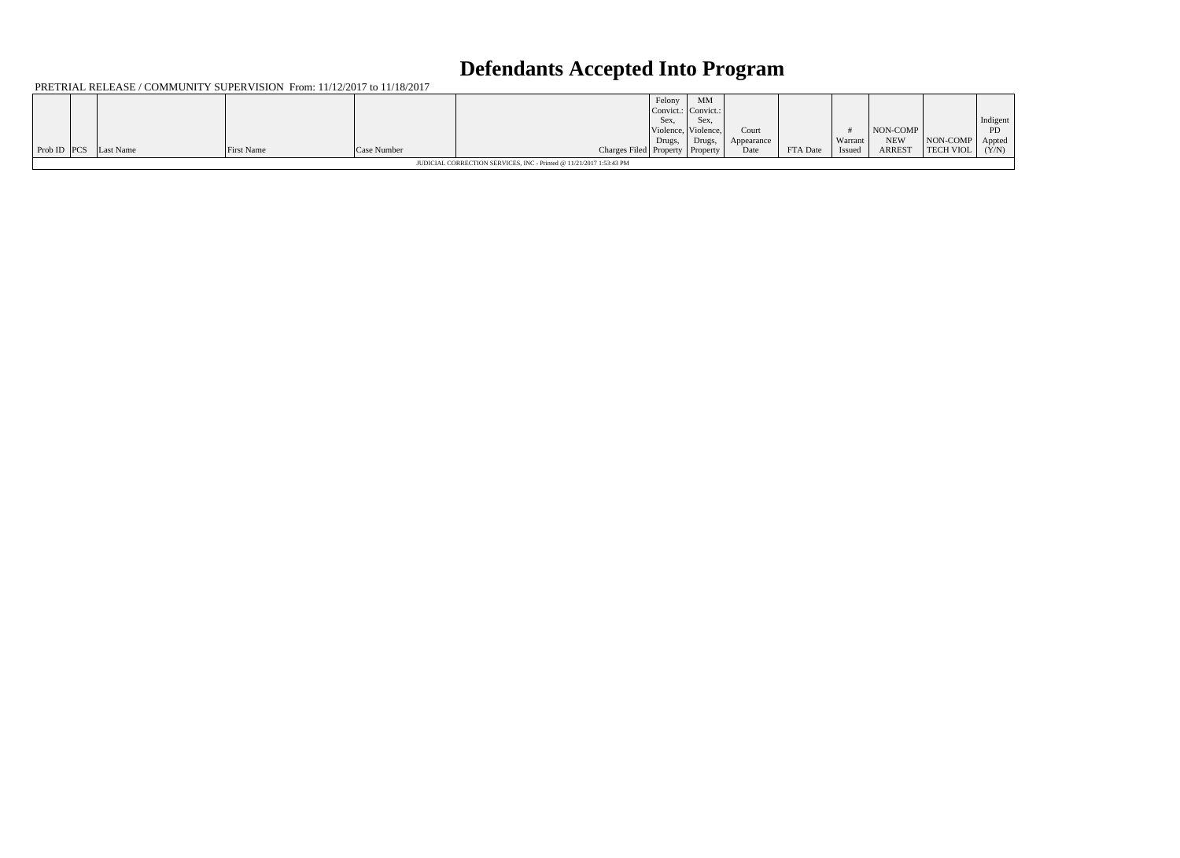# Defendants Accepted Into Program

PRETRIAL RELEASE / COMMUNITY SUPERVISION From: 11/12/2017 to 11/18/2017

| Prob ID | PCS | Last Name | First Name | Case Number | Charges Filed | Felony Convict.: Sex, Violence, Drugs, Property | MM Convict.: Sex, Violence, Drugs, Property | Court Appearance Date | FTA Date | # Warrant Issued | NON-COMP NEW ARREST | NON-COMP TECH VIOL | Indigent PD Appted (Y/N) |
|---|---|---|---|---|---|---|---|---|---|---|---|---|---|

JUDICIAL CORRECTION SERVICES, INC - Printed @ 11/21/2017 1:53:43 PM